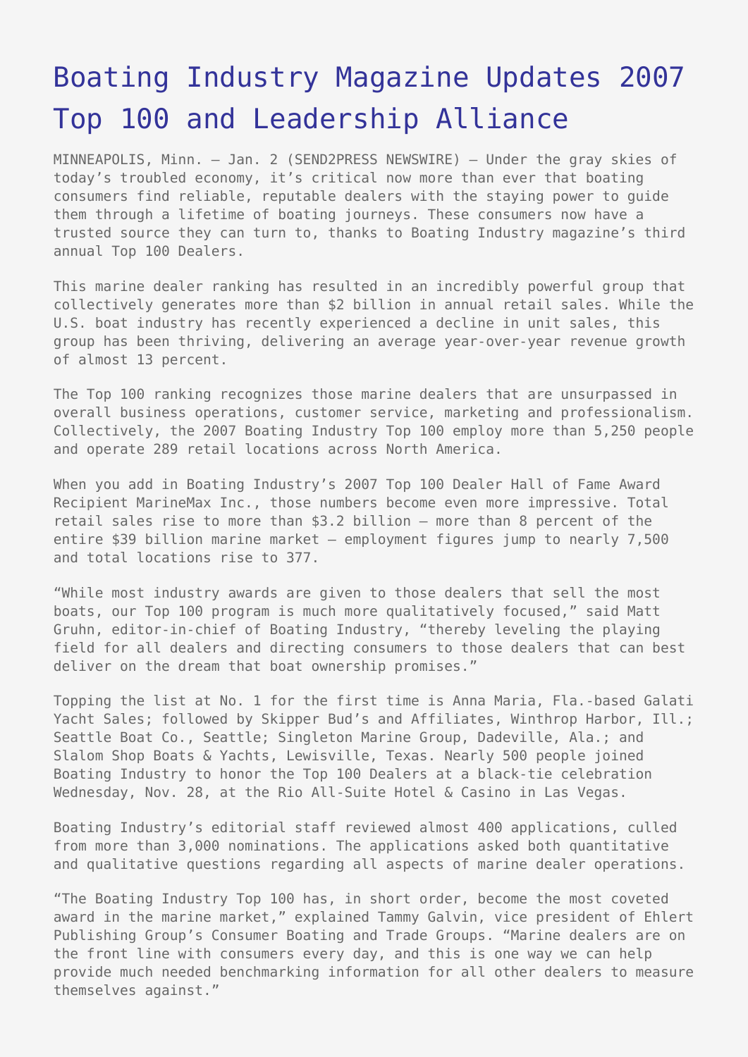# Boating Industry Magazine Updates 2007 Top 100 and Leadership Alliance

MINNEAPOLIS, Minn. – Jan. 2 (SEND2PRESS NEWSWIRE) — Under the gray skies of today's troubled economy, it's critical now more than ever that boating consumers find reliable, reputable dealers with the staying power to guide them through a lifetime of boating journeys. These consumers now have a trusted source they can turn to, thanks to Boating Industry magazine's third annual Top 100 Dealers.

This marine dealer ranking has resulted in an incredibly powerful group that collectively generates more than $2 billion in annual retail sales. While the U.S. boat industry has recently experienced a decline in unit sales, this group has been thriving, delivering an average year-over-year revenue growth of almost 13 percent.

The Top 100 ranking recognizes those marine dealers that are unsurpassed in overall business operations, customer service, marketing and professionalism. Collectively, the 2007 Boating Industry Top 100 employ more than 5,250 people and operate 289 retail locations across North America.

When you add in Boating Industry's 2007 Top 100 Dealer Hall of Fame Award Recipient MarineMax Inc., those numbers become even more impressive. Total retail sales rise to more than $3.2 billion – more than 8 percent of the entire $39 billion marine market – employment figures jump to nearly 7,500 and total locations rise to 377.

"While most industry awards are given to those dealers that sell the most boats, our Top 100 program is much more qualitatively focused," said Matt Gruhn, editor-in-chief of Boating Industry, "thereby leveling the playing field for all dealers and directing consumers to those dealers that can best deliver on the dream that boat ownership promises."

Topping the list at No. 1 for the first time is Anna Maria, Fla.-based Galati Yacht Sales; followed by Skipper Bud's and Affiliates, Winthrop Harbor, Ill.; Seattle Boat Co., Seattle; Singleton Marine Group, Dadeville, Ala.; and Slalom Shop Boats & Yachts, Lewisville, Texas. Nearly 500 people joined Boating Industry to honor the Top 100 Dealers at a black-tie celebration Wednesday, Nov. 28, at the Rio All-Suite Hotel & Casino in Las Vegas.

Boating Industry's editorial staff reviewed almost 400 applications, culled from more than 3,000 nominations. The applications asked both quantitative and qualitative questions regarding all aspects of marine dealer operations.

"The Boating Industry Top 100 has, in short order, become the most coveted award in the marine market," explained Tammy Galvin, vice president of Ehlert Publishing Group's Consumer Boating and Trade Groups. "Marine dealers are on the front line with consumers every day, and this is one way we can help provide much needed benchmarking information for all other dealers to measure themselves against."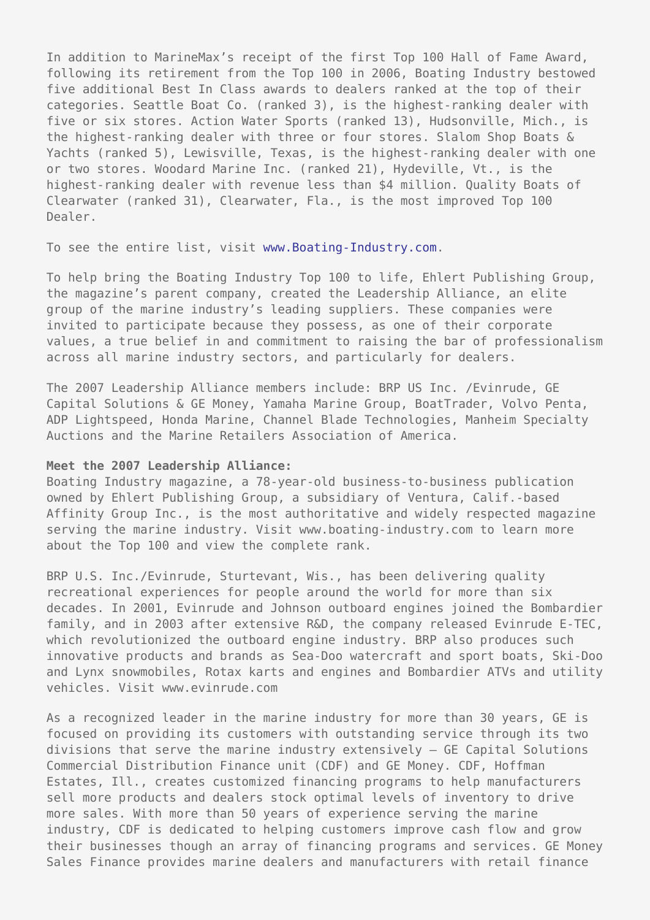In addition to MarineMax's receipt of the first Top 100 Hall of Fame Award, following its retirement from the Top 100 in 2006, Boating Industry bestowed five additional Best In Class awards to dealers ranked at the top of their categories. Seattle Boat Co. (ranked 3), is the highest-ranking dealer with five or six stores. Action Water Sports (ranked 13), Hudsonville, Mich., is the highest-ranking dealer with three or four stores. Slalom Shop Boats & Yachts (ranked 5), Lewisville, Texas, is the highest-ranking dealer with one or two stores. Woodard Marine Inc. (ranked 21), Hydeville, Vt., is the highest-ranking dealer with revenue less than $4 million. Quality Boats of Clearwater (ranked 31), Clearwater, Fla., is the most improved Top 100 Dealer.

To see the entire list, visit www.Boating-Industry.com.

To help bring the Boating Industry Top 100 to life, Ehlert Publishing Group, the magazine's parent company, created the Leadership Alliance, an elite group of the marine industry's leading suppliers. These companies were invited to participate because they possess, as one of their corporate values, a true belief in and commitment to raising the bar of professionalism across all marine industry sectors, and particularly for dealers.

The 2007 Leadership Alliance members include: BRP US Inc. /Evinrude, GE Capital Solutions & GE Money, Yamaha Marine Group, BoatTrader, Volvo Penta, ADP Lightspeed, Honda Marine, Channel Blade Technologies, Manheim Specialty Auctions and the Marine Retailers Association of America.

**Meet the 2007 Leadership Alliance:**
Boating Industry magazine, a 78-year-old business-to-business publication owned by Ehlert Publishing Group, a subsidiary of Ventura, Calif.-based Affinity Group Inc., is the most authoritative and widely respected magazine serving the marine industry. Visit www.boating-industry.com to learn more about the Top 100 and view the complete rank.

BRP U.S. Inc./Evinrude, Sturtevant, Wis., has been delivering quality recreational experiences for people around the world for more than six decades. In 2001, Evinrude and Johnson outboard engines joined the Bombardier family, and in 2003 after extensive R&D, the company released Evinrude E-TEC, which revolutionized the outboard engine industry. BRP also produces such innovative products and brands as Sea-Doo watercraft and sport boats, Ski-Doo and Lynx snowmobiles, Rotax karts and engines and Bombardier ATVs and utility vehicles. Visit www.evinrude.com

As a recognized leader in the marine industry for more than 30 years, GE is focused on providing its customers with outstanding service through its two divisions that serve the marine industry extensively – GE Capital Solutions Commercial Distribution Finance unit (CDF) and GE Money. CDF, Hoffman Estates, Ill., creates customized financing programs to help manufacturers sell more products and dealers stock optimal levels of inventory to drive more sales. With more than 50 years of experience serving the marine industry, CDF is dedicated to helping customers improve cash flow and grow their businesses though an array of financing programs and services. GE Money Sales Finance provides marine dealers and manufacturers with retail finance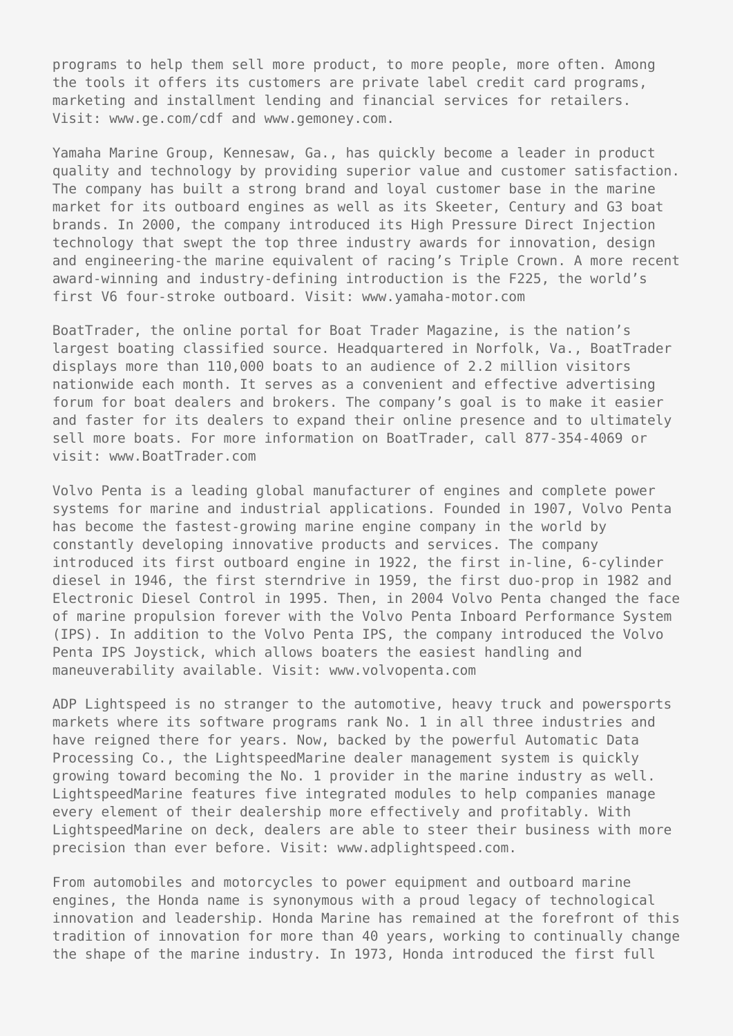programs to help them sell more product, to more people, more often. Among the tools it offers its customers are private label credit card programs, marketing and installment lending and financial services for retailers. Visit: www.ge.com/cdf and www.gemoney.com.

Yamaha Marine Group, Kennesaw, Ga., has quickly become a leader in product quality and technology by providing superior value and customer satisfaction. The company has built a strong brand and loyal customer base in the marine market for its outboard engines as well as its Skeeter, Century and G3 boat brands. In 2000, the company introduced its High Pressure Direct Injection technology that swept the top three industry awards for innovation, design and engineering-the marine equivalent of racing's Triple Crown. A more recent award-winning and industry-defining introduction is the F225, the world's first V6 four-stroke outboard. Visit: www.yamaha-motor.com

BoatTrader, the online portal for Boat Trader Magazine, is the nation's largest boating classified source. Headquartered in Norfolk, Va., BoatTrader displays more than 110,000 boats to an audience of 2.2 million visitors nationwide each month. It serves as a convenient and effective advertising forum for boat dealers and brokers. The company's goal is to make it easier and faster for its dealers to expand their online presence and to ultimately sell more boats. For more information on BoatTrader, call 877-354-4069 or visit: www.BoatTrader.com

Volvo Penta is a leading global manufacturer of engines and complete power systems for marine and industrial applications. Founded in 1907, Volvo Penta has become the fastest-growing marine engine company in the world by constantly developing innovative products and services. The company introduced its first outboard engine in 1922, the first in-line, 6-cylinder diesel in 1946, the first sterndrive in 1959, the first duo-prop in 1982 and Electronic Diesel Control in 1995. Then, in 2004 Volvo Penta changed the face of marine propulsion forever with the Volvo Penta Inboard Performance System (IPS). In addition to the Volvo Penta IPS, the company introduced the Volvo Penta IPS Joystick, which allows boaters the easiest handling and maneuverability available. Visit: www.volvopenta.com

ADP Lightspeed is no stranger to the automotive, heavy truck and powersports markets where its software programs rank No. 1 in all three industries and have reigned there for years. Now, backed by the powerful Automatic Data Processing Co., the LightspeedMarine dealer management system is quickly growing toward becoming the No. 1 provider in the marine industry as well. LightspeedMarine features five integrated modules to help companies manage every element of their dealership more effectively and profitably. With LightspeedMarine on deck, dealers are able to steer their business with more precision than ever before. Visit: www.adplightspeed.com.

From automobiles and motorcycles to power equipment and outboard marine engines, the Honda name is synonymous with a proud legacy of technological innovation and leadership. Honda Marine has remained at the forefront of this tradition of innovation for more than 40 years, working to continually change the shape of the marine industry. In 1973, Honda introduced the first full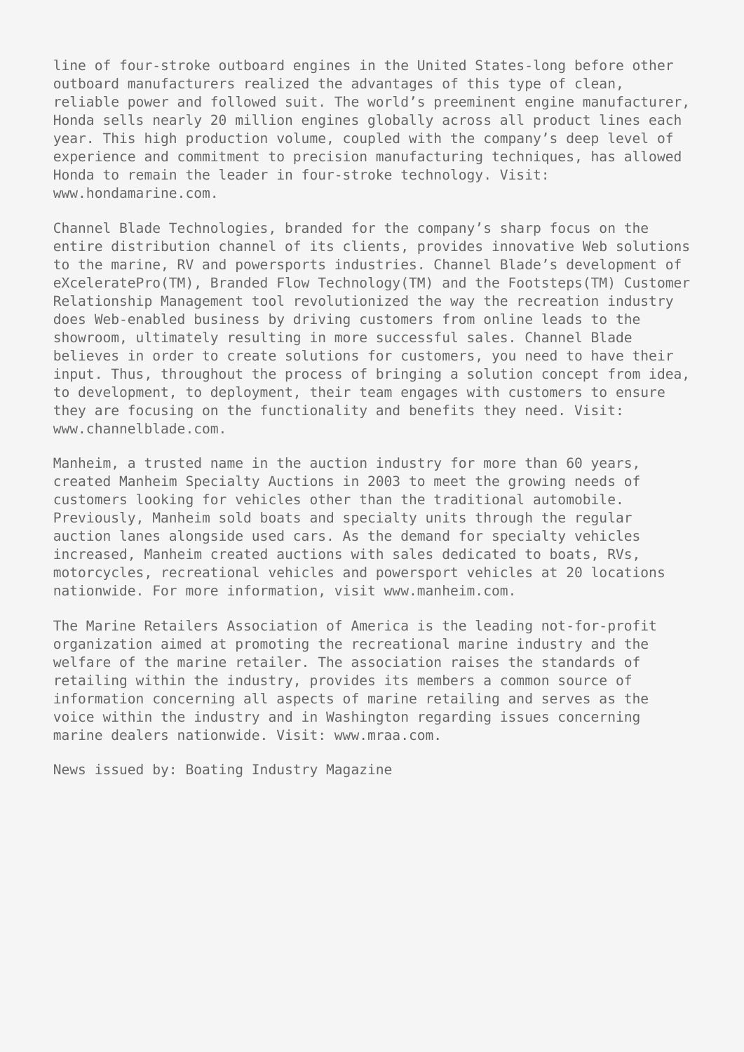line of four-stroke outboard engines in the United States-long before other outboard manufacturers realized the advantages of this type of clean, reliable power and followed suit. The world's preeminent engine manufacturer, Honda sells nearly 20 million engines globally across all product lines each year. This high production volume, coupled with the company's deep level of experience and commitment to precision manufacturing techniques, has allowed Honda to remain the leader in four-stroke technology. Visit: www.hondamarine.com.

Channel Blade Technologies, branded for the company's sharp focus on the entire distribution channel of its clients, provides innovative Web solutions to the marine, RV and powersports industries. Channel Blade's development of eXceleratePro(TM), Branded Flow Technology(TM) and the Footsteps(TM) Customer Relationship Management tool revolutionized the way the recreation industry does Web-enabled business by driving customers from online leads to the showroom, ultimately resulting in more successful sales. Channel Blade believes in order to create solutions for customers, you need to have their input. Thus, throughout the process of bringing a solution concept from idea, to development, to deployment, their team engages with customers to ensure they are focusing on the functionality and benefits they need. Visit: www.channelblade.com.

Manheim, a trusted name in the auction industry for more than 60 years, created Manheim Specialty Auctions in 2003 to meet the growing needs of customers looking for vehicles other than the traditional automobile. Previously, Manheim sold boats and specialty units through the regular auction lanes alongside used cars. As the demand for specialty vehicles increased, Manheim created auctions with sales dedicated to boats, RVs, motorcycles, recreational vehicles and powersport vehicles at 20 locations nationwide. For more information, visit www.manheim.com.

The Marine Retailers Association of America is the leading not-for-profit organization aimed at promoting the recreational marine industry and the welfare of the marine retailer. The association raises the standards of retailing within the industry, provides its members a common source of information concerning all aspects of marine retailing and serves as the voice within the industry and in Washington regarding issues concerning marine dealers nationwide. Visit: www.mraa.com.

News issued by: Boating Industry Magazine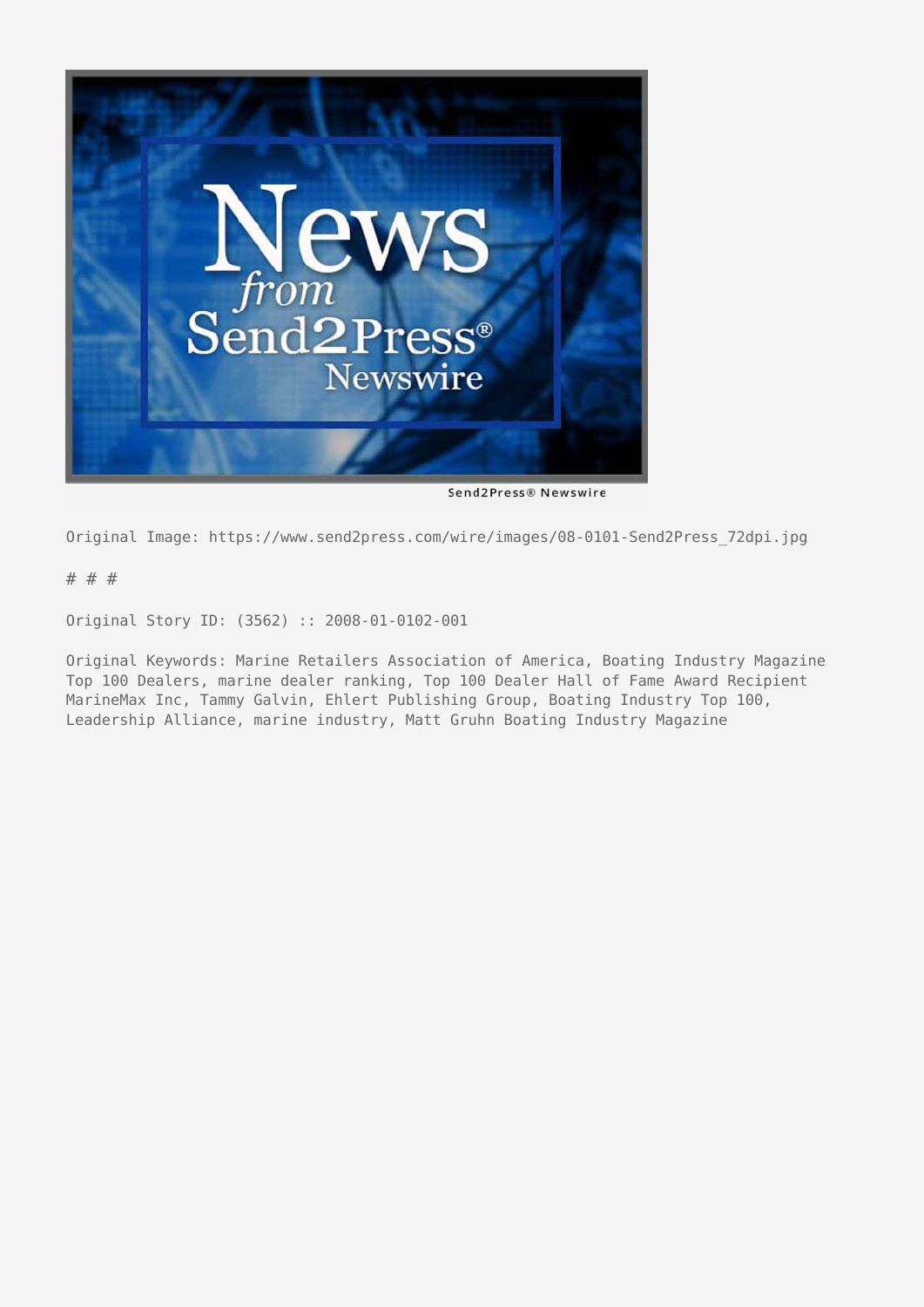Send2Press® Newswire

Original Image: https://www.send2press.com/wire/images/08-0101-Send2Press_72dpi.jpg

# # #

Original Story ID: (3562) :: 2008-01-0102-001

Original Keywords: Marine Retailers Association of America, Boating Industry Magazine Top 100 Dealers, marine dealer ranking, Top 100 Dealer Hall of Fame Award Recipient MarineMax Inc, Tammy Galvin, Ehlert Publishing Group, Boating Industry Top 100, Leadership Alliance, marine industry, Matt Gruhn Boating Industry Magazine